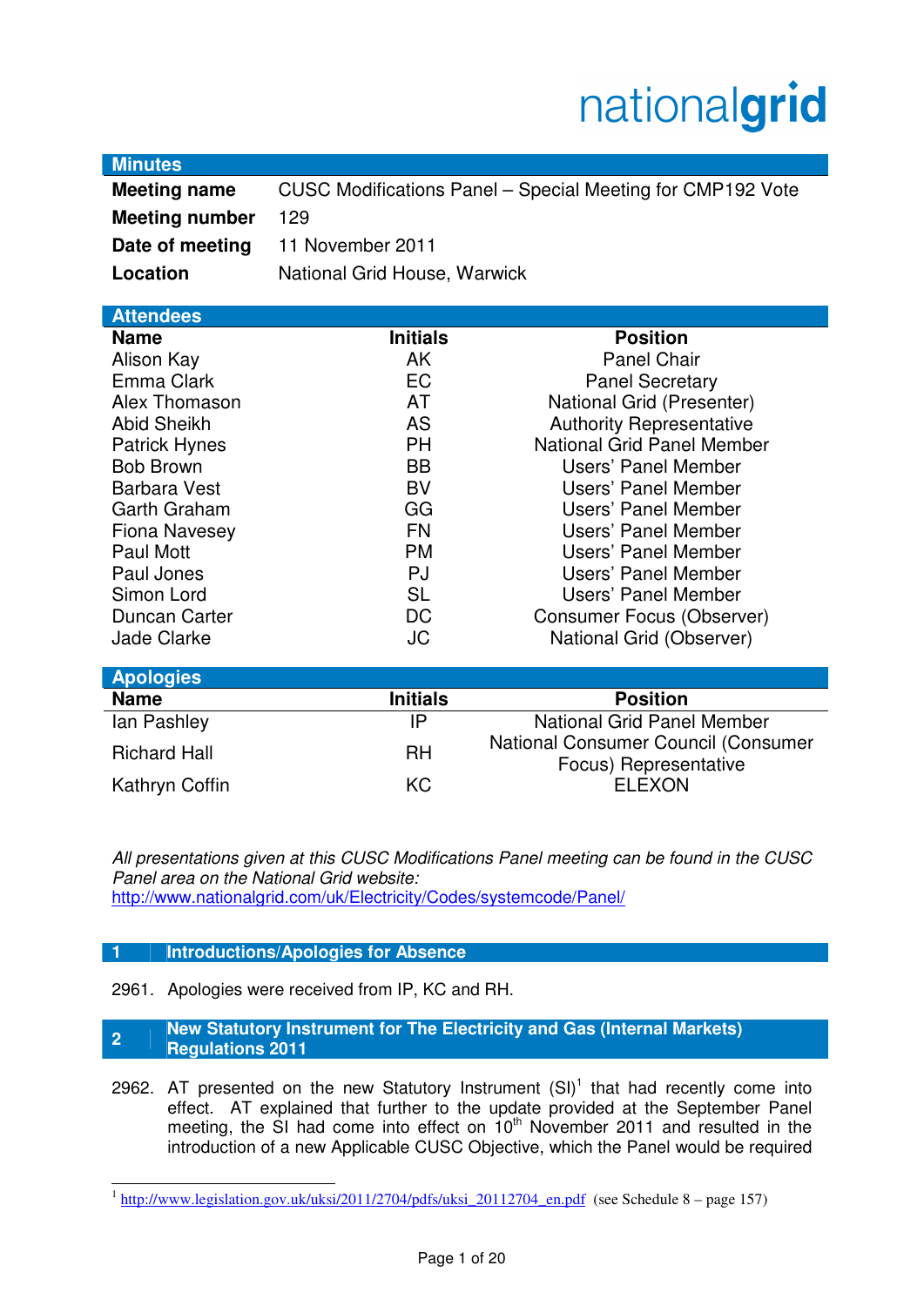## Minutes

| | |
|---|---|
| **Meeting name** | CUSC Modifications Panel – Special Meeting for CMP192 Vote |
| **Meeting number** | 129 |
| **Date of meeting** | 11 November 2011 |
| **Location** | National Grid House, Warwick |

## Attendees

| Name | Initials | Position |
|---|---|---|
| Alison Kay | AK | Panel Chair |
| Emma Clark | EC | Panel Secretary |
| Alex Thomason | AT | National Grid (Presenter) |
| Abid Sheikh | AS | Authority Representative |
| Patrick Hynes | PH | National Grid Panel Member |
| Bob Brown | BB | Users' Panel Member |
| Barbara Vest | BV | Users' Panel Member |
| Garth Graham | GG | Users' Panel Member |
| Fiona Navesey | FN | Users' Panel Member |
| Paul Mott | PM | Users' Panel Member |
| Paul Jones | PJ | Users' Panel Member |
| Simon Lord | SL | Users' Panel Member |
| Duncan Carter | DC | Consumer Focus (Observer) |
| Jade Clarke | JC | National Grid (Observer) |

## Apologies

| Name | Initials | Position |
|---|---|---|
| Ian Pashley | IP | National Grid Panel Member |
| Richard Hall | RH | National Consumer Council (Consumer Focus) Representative |
| Kathryn Coffin | KC | ELEXON |

*All presentations given at this CUSC Modifications Panel meeting can be found in the CUSC Panel area on the National Grid website:*
http://www.nationalgrid.com/uk/Electricity/Codes/systemcode/Panel/

## 1 Introductions/Apologies for Absence

2961. Apologies were received from IP, KC and RH.

## 2 New Statutory Instrument for The Electricity and Gas (Internal Markets) Regulations 2011

2962. AT presented on the new Statutory Instrument (SI)[1] that had recently come into effect. AT explained that further to the update provided at the September Panel meeting, the SI had come into effect on 10th November 2011 and resulted in the introduction of a new Applicable CUSC Objective, which the Panel would be required

---

[1] http://www.legislation.gov.uk/uksi/2011/2704/pdfs/uksi_20112704_en.pdf (see Schedule 8 – page 157)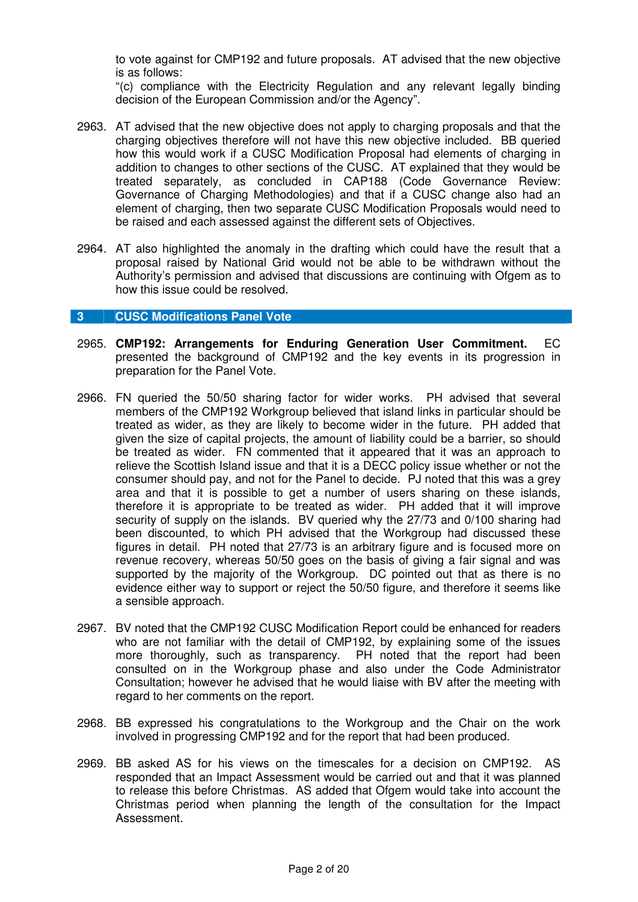to vote against for CMP192 and future proposals. AT advised that the new objective is as follows:

"(c) compliance with the Electricity Regulation and any relevant legally binding decision of the European Commission and/or the Agency".

2963. AT advised that the new objective does not apply to charging proposals and that the charging objectives therefore will not have this new objective included. BB queried how this would work if a CUSC Modification Proposal had elements of charging in addition to changes to other sections of the CUSC. AT explained that they would be treated separately, as concluded in CAP188 (Code Governance Review: Governance of Charging Methodologies) and that if a CUSC change also had an element of charging, then two separate CUSC Modification Proposals would need to be raised and each assessed against the different sets of Objectives.

2964. AT also highlighted the anomaly in the drafting which could have the result that a proposal raised by National Grid would not be able to be withdrawn without the Authority's permission and advised that discussions are continuing with Ofgem as to how this issue could be resolved.

## 3 CUSC Modifications Panel Vote

2965. **CMP192: Arrangements for Enduring Generation User Commitment.** EC presented the background of CMP192 and the key events in its progression in preparation for the Panel Vote.

2966. FN queried the 50/50 sharing factor for wider works. PH advised that several members of the CMP192 Workgroup believed that island links in particular should be treated as wider, as they are likely to become wider in the future. PH added that given the size of capital projects, the amount of liability could be a barrier, so should be treated as wider. FN commented that it appeared that it was an approach to relieve the Scottish Island issue and that it is a DECC policy issue whether or not the consumer should pay, and not for the Panel to decide. PJ noted that this was a grey area and that it is possible to get a number of users sharing on these islands, therefore it is appropriate to be treated as wider. PH added that it will improve security of supply on the islands. BV queried why the 27/73 and 0/100 sharing had been discounted, to which PH advised that the Workgroup had discussed these figures in detail. PH noted that 27/73 is an arbitrary figure and is focused more on revenue recovery, whereas 50/50 goes on the basis of giving a fair signal and was supported by the majority of the Workgroup. DC pointed out that as there is no evidence either way to support or reject the 50/50 figure, and therefore it seems like a sensible approach.

2967. BV noted that the CMP192 CUSC Modification Report could be enhanced for readers who are not familiar with the detail of CMP192, by explaining some of the issues more thoroughly, such as transparency. PH noted that the report had been consulted on in the Workgroup phase and also under the Code Administrator Consultation; however he advised that he would liaise with BV after the meeting with regard to her comments on the report.

2968. BB expressed his congratulations to the Workgroup and the Chair on the work involved in progressing CMP192 and for the report that had been produced.

2969. BB asked AS for his views on the timescales for a decision on CMP192. AS responded that an Impact Assessment would be carried out and that it was planned to release this before Christmas. AS added that Ofgem would take into account the Christmas period when planning the length of the consultation for the Impact Assessment.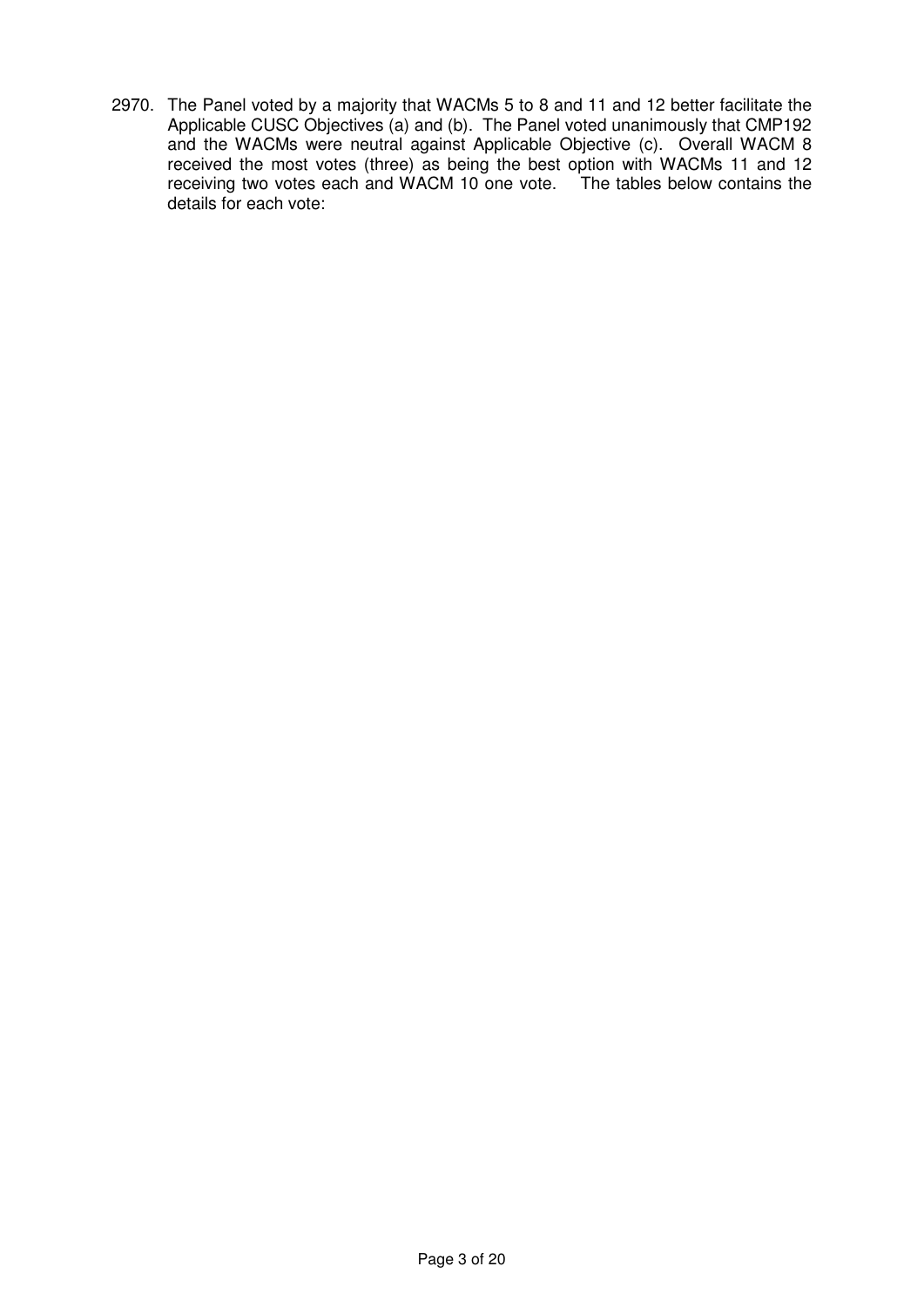2970. The Panel voted by a majority that WACMs 5 to 8 and 11 and 12 better facilitate the Applicable CUSC Objectives (a) and (b). The Panel voted unanimously that CMP192 and the WACMs were neutral against Applicable Objective (c). Overall WACM 8 received the most votes (three) as being the best option with WACMs 11 and 12 receiving two votes each and WACM 10 one vote. The tables below contains the details for each vote: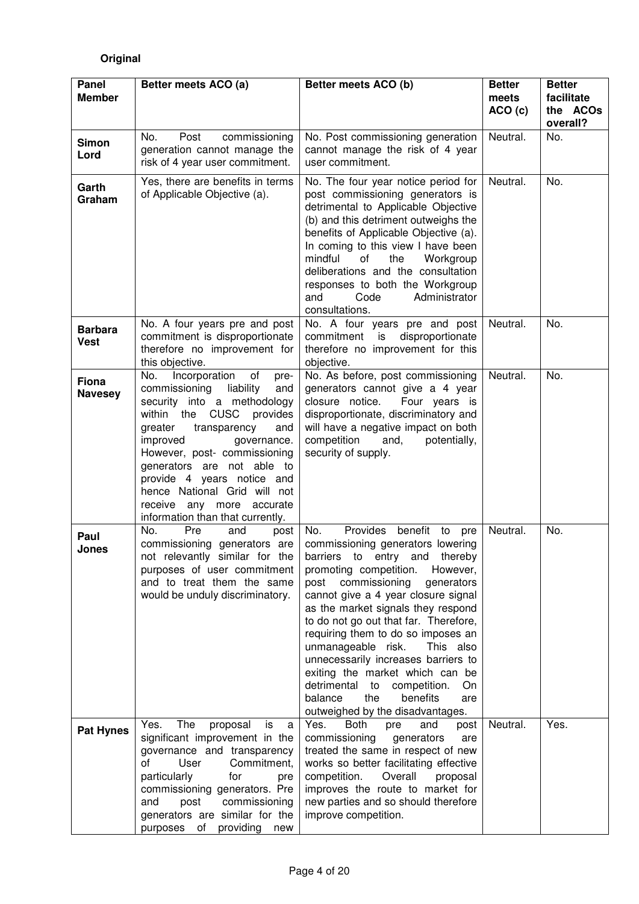**Original**

| Panel Member | Better meets ACO (a) | Better meets ACO (b) | Better meets ACO (c) | Better facilitate the ACOs overall? |
|---|---|---|---|---|
| **Simon Lord** | No. Post commissioning generation cannot manage the risk of 4 year user commitment. | No. Post commissioning generation cannot manage the risk of 4 year user commitment. | Neutral. | No. |
| **Garth Graham** | Yes, there are benefits in terms of Applicable Objective (a). | No. The four year notice period for post commissioning generators is detrimental to Applicable Objective (b) and this detriment outweighs the benefits of Applicable Objective (a). In coming to this view I have been mindful of the Workgroup deliberations and the consultation responses to both the Workgroup and Code Administrator consultations. | Neutral. | No. |
| **Barbara Vest** | No. A four years pre and post commitment is disproportionate therefore no improvement for this objective. | No. A four years pre and post commitment is disproportionate therefore no improvement for this objective. | Neutral. | No. |
| **Fiona Navesey** | No. Incorporation of pre-commissioning liability and security into a methodology within the CUSC provides greater transparency and improved governance. However, post- commissioning generators are not able to provide 4 years notice and hence National Grid will not receive any more accurate information than that currently. | No. As before, post commissioning generators cannot give a 4 year closure notice. Four years is disproportionate, discriminatory and will have a negative impact on both competition and, potentially, security of supply. | Neutral. | No. |
| **Paul Jones** | No. Pre and post commissioning generators are not relevantly similar for the purposes of user commitment and to treat them the same would be unduly discriminatory. | No. Provides benefit to pre commissioning generators lowering barriers to entry and thereby promoting competition. However, post commissioning generators cannot give a 4 year closure signal as the market signals they respond to do not go out that far. Therefore, requiring them to do so imposes an unmanageable risk. This also unnecessarily increases barriers to exiting the market which can be detrimental to competition. On balance the benefits are outweighed by the disadvantages. | Neutral. | No. |
| **Pat Hynes** | Yes. The proposal is a significant improvement in the governance and transparency of User Commitment, particularly for pre commissioning generators. Pre and post commissioning generators are similar for the purposes of providing new | Yes. Both pre and post commissioning generators are treated the same in respect of new works so better facilitating effective competition. Overall proposal improves the route to market for new parties and so should therefore improve competition. | Neutral. | Yes. |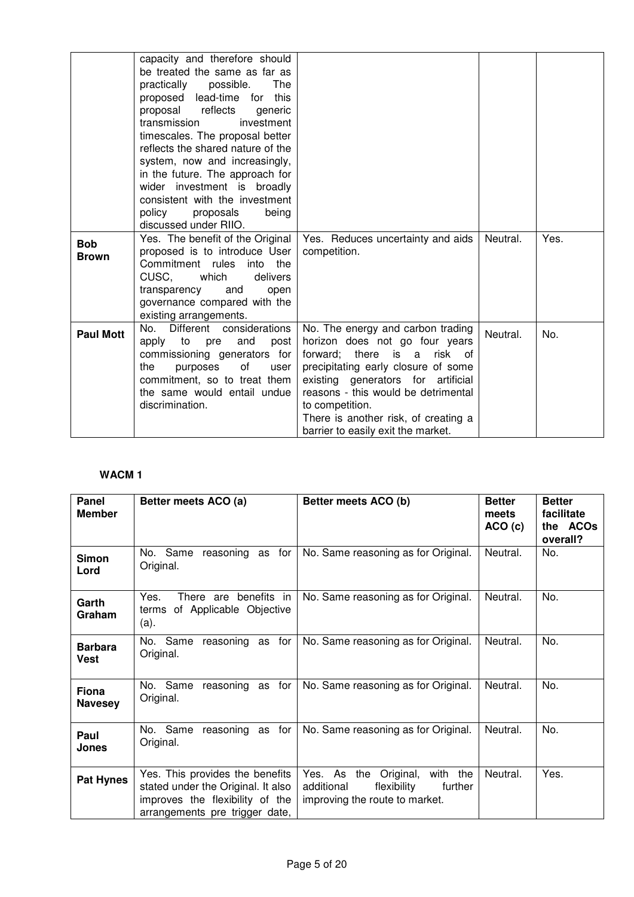| | | | | |
|---|---|---|---|---|
| | capacity and therefore should be treated the same as far as practically possible. The proposed lead-time for this proposal reflects generic transmission investment timescales. The proposal better reflects the shared nature of the system, now and increasingly, in the future. The approach for wider investment is broadly consistent with the investment policy proposals being discussed under RIIO. | | | |
| **Bob Brown** | Yes. The benefit of the Original proposed is to introduce User Commitment rules into the CUSC, which delivers transparency and open governance compared with the existing arrangements. | Yes. Reduces uncertainty and aids competition. | Neutral. | Yes. |
| **Paul Mott** | No. Different considerations apply to pre and post commissioning generators for the purposes of user commitment, so to treat them the same would entail undue discrimination. | No. The energy and carbon trading horizon does not go four years forward; there is a risk of precipitating early closure of some existing generators for artificial reasons - this would be detrimental to competition.<br>There is another risk, of creating a barrier to easily exit the market. | Neutral. | No. |

**WACM 1**

| Panel Member | Better meets ACO (a) | Better meets ACO (b) | Better meets ACO (c) | Better facilitate the ACOs overall? |
|---|---|---|---|---|
| **Simon Lord** | No. Same reasoning as for Original. | No. Same reasoning as for Original. | Neutral. | No. |
| **Garth Graham** | Yes. There are benefits in terms of Applicable Objective (a). | No. Same reasoning as for Original. | Neutral. | No. |
| **Barbara Vest** | No. Same reasoning as for Original. | No. Same reasoning as for Original. | Neutral. | No. |
| **Fiona Navesey** | No. Same reasoning as for Original. | No. Same reasoning as for Original. | Neutral. | No. |
| **Paul Jones** | No. Same reasoning as for Original. | No. Same reasoning as for Original. | Neutral. | No. |
| **Pat Hynes** | Yes. This provides the benefits stated under the Original. It also improves the flexibility of the arrangements pre trigger date, | Yes. As the Original, with the additional flexibility further improving the route to market. | Neutral. | Yes. |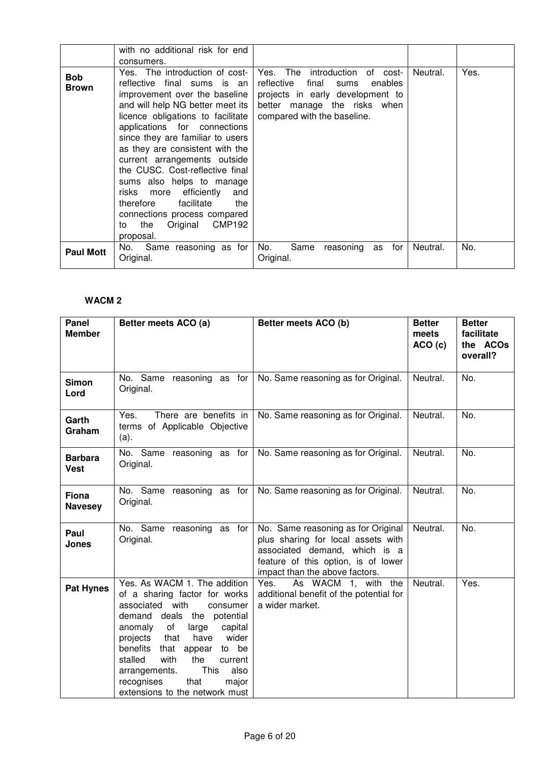|  | with no additional risk for end consumers. |  |  |  |
|---|---|---|---|---|
| **Bob Brown** | Yes. The introduction of cost-reflective final sums is an improvement over the baseline and will help NG better meet its licence obligations to facilitate applications for connections since they are familiar to users as they are consistent with the current arrangements outside the CUSC. Cost-reflective final sums also helps to manage risks more efficiently and therefore facilitate the connections process compared to the Original CMP192 proposal. | Yes. The introduction of cost-reflective final sums enables projects in early development to better manage the risks when compared with the baseline. | Neutral. | Yes. |
| **Paul Mott** | No. Same reasoning as for Original. | No. Same reasoning as for Original. | Neutral. | No. |

**WACM 2**

| Panel Member | Better meets ACO (a) | Better meets ACO (b) | Better meets ACO (c) | Better facilitate the ACOs overall? |
|---|---|---|---|---|
| **Simon Lord** | No. Same reasoning as for Original. | No. Same reasoning as for Original. | Neutral. | No. |
| **Garth Graham** | Yes. There are benefits in terms of Applicable Objective (a). | No. Same reasoning as for Original. | Neutral. | No. |
| **Barbara Vest** | No. Same reasoning as for Original. | No. Same reasoning as for Original. | Neutral. | No. |
| **Fiona Navesey** | No. Same reasoning as for Original. | No. Same reasoning as for Original. | Neutral. | No. |
| **Paul Jones** | No. Same reasoning as for Original. | No. Same reasoning as for Original plus sharing for local assets with associated demand, which is a feature of this option, is of lower impact than the above factors. | Neutral. | No. |
| **Pat Hynes** | Yes. As WACM 1. The addition of a sharing factor for works associated with consumer demand deals the potential anomaly of large capital projects that have wider benefits that appear to be stalled with the current arrangements. This also recognises that major extensions to the network must | Yes. As WACM 1, with the additional benefit of the potential for a wider market. | Neutral. | Yes. |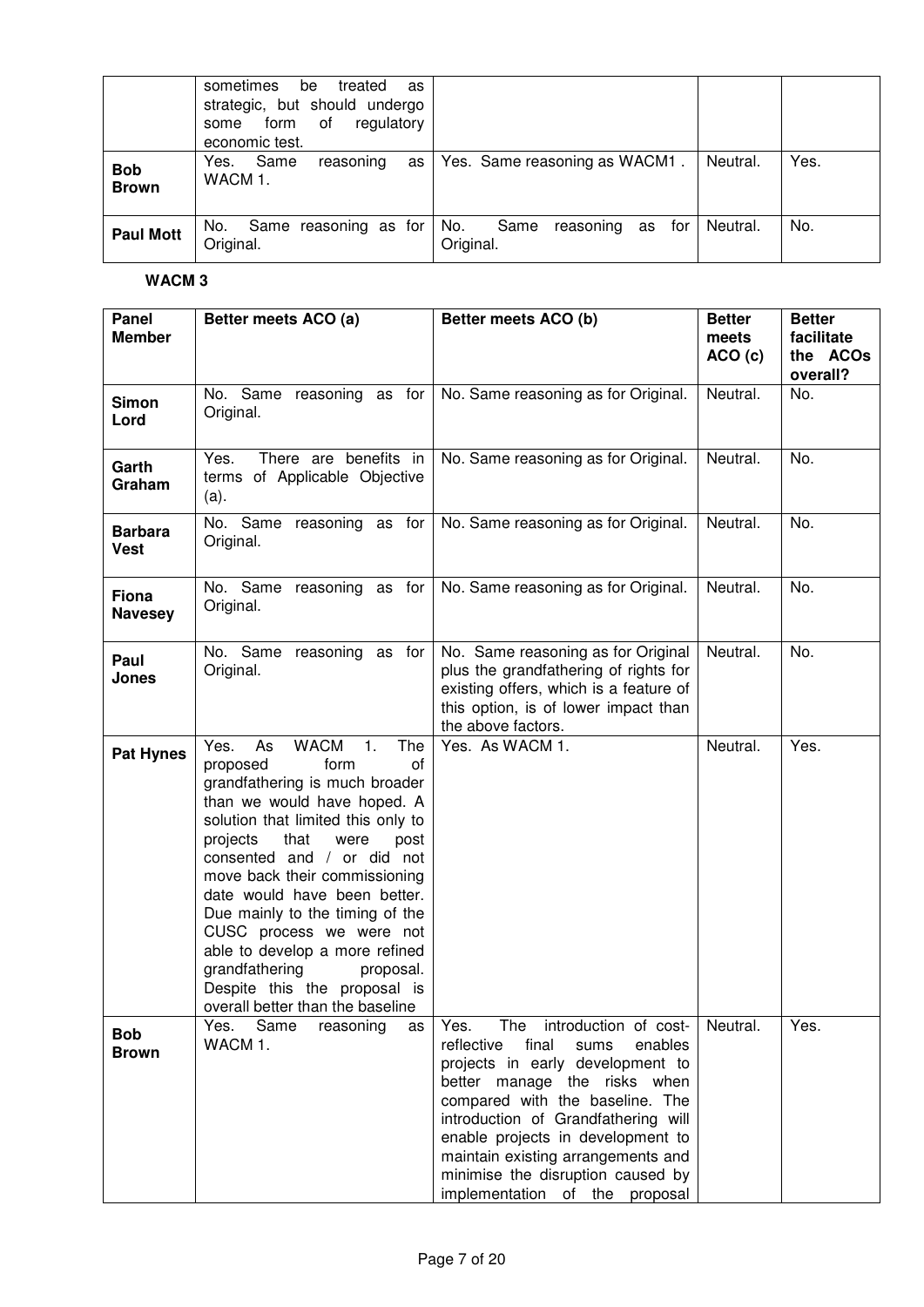| | sometimes be treated as strategic, but should undergo some form of regulatory economic test. | | | |
|---|---|---|---|---|
| **Bob Brown** | Yes. Same reasoning as WACM 1. | Yes. Same reasoning as WACM1 . | Neutral. | Yes. |
| **Paul Mott** | No. Same reasoning as for Original. | No. Same reasoning as for Original. | Neutral. | No. |

**WACM 3**

| Panel Member | Better meets ACO (a) | Better meets ACO (b) | Better meets ACO (c) | Better facilitate the ACOs overall? |
|---|---|---|---|---|
| **Simon Lord** | No. Same reasoning as for Original. | No. Same reasoning as for Original. | Neutral. | No. |
| **Garth Graham** | Yes. There are benefits in terms of Applicable Objective (a). | No. Same reasoning as for Original. | Neutral. | No. |
| **Barbara Vest** | No. Same reasoning as for Original. | No. Same reasoning as for Original. | Neutral. | No. |
| **Fiona Navesey** | No. Same reasoning as for Original. | No. Same reasoning as for Original. | Neutral. | No. |
| **Paul Jones** | No. Same reasoning as for Original. | No. Same reasoning as for Original plus the grandfathering of rights for existing offers, which is a feature of this option, is of lower impact than the above factors. | Neutral. | No. |
| **Pat Hynes** | Yes. As WACM 1. The proposed form of grandfathering is much broader than we would have hoped. A solution that limited this only to projects that were post consented and / or did not move back their commissioning date would have been better. Due mainly to the timing of the CUSC process we were not able to develop a more refined grandfathering proposal. Despite this the proposal is overall better than the baseline | Yes. As WACM 1. | Neutral. | Yes. |
| **Bob Brown** | Yes. Same reasoning as WACM 1. | Yes. The introduction of cost-reflective final sums enables projects in early development to better manage the risks when compared with the baseline. The introduction of Grandfathering will enable projects in development to maintain existing arrangements and minimise the disruption caused by implementation of the proposal | Neutral. | Yes. |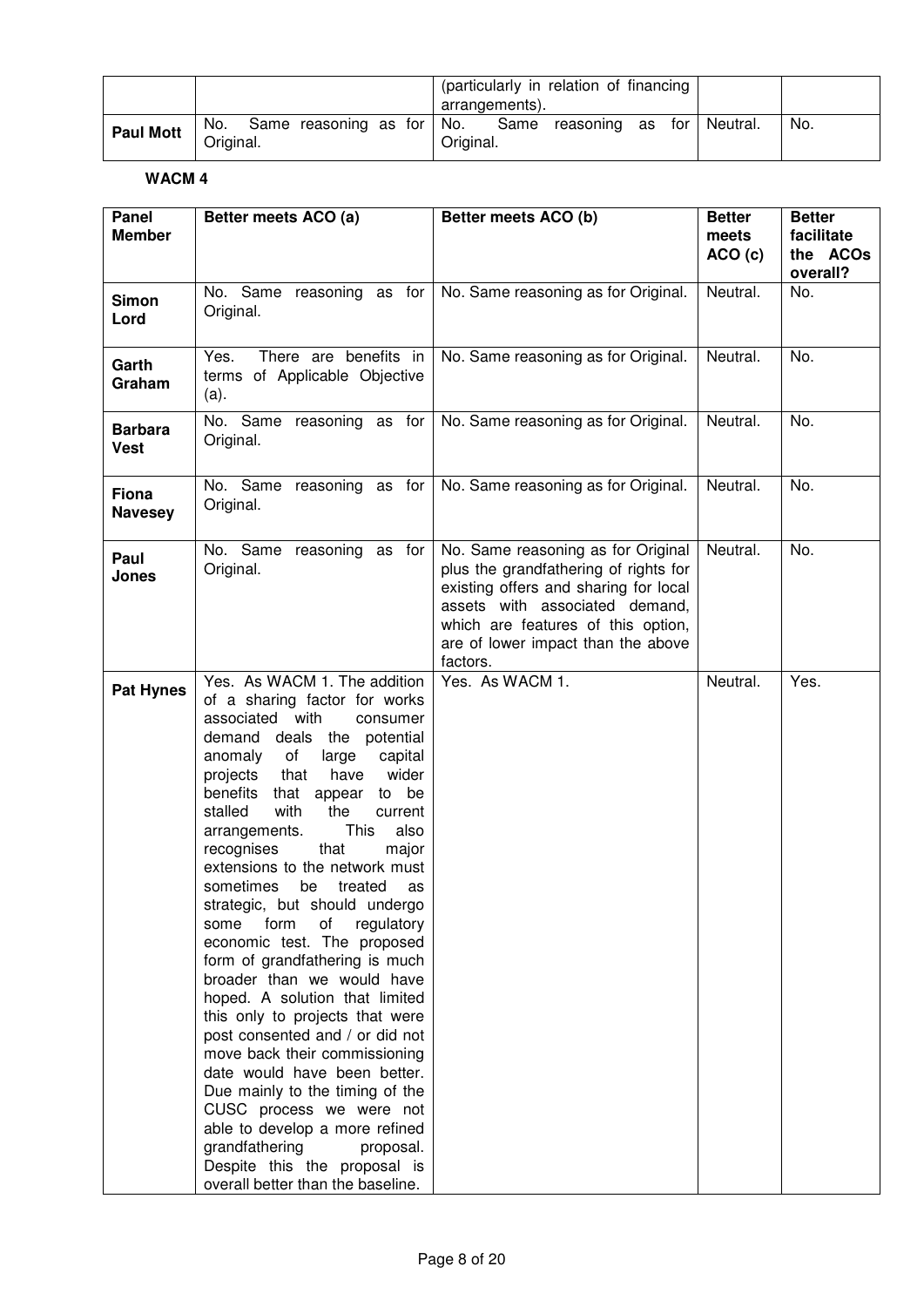| | | (particularly in relation of financing arrangements). | | |
|---|---|---|---|---|
| **Paul Mott** | No. Same reasoning as for Original. | No. Same reasoning as for Original. | Neutral. | No. |

**WACM 4**

| Panel Member | Better meets ACO (a) | Better meets ACO (b) | Better meets ACO (c) | Better facilitate the ACOs overall? |
|---|---|---|---|---|
| **Simon Lord** | No. Same reasoning as for Original. | No. Same reasoning as for Original. | Neutral. | No. |
| **Garth Graham** | Yes. There are benefits in terms of Applicable Objective (a). | No. Same reasoning as for Original. | Neutral. | No. |
| **Barbara Vest** | No. Same reasoning as for Original. | No. Same reasoning as for Original. | Neutral. | No. |
| **Fiona Navesey** | No. Same reasoning as for Original. | No. Same reasoning as for Original. | Neutral. | No. |
| **Paul Jones** | No. Same reasoning as for Original. | No. Same reasoning as for Original plus the grandfathering of rights for existing offers and sharing for local assets with associated demand, which are features of this option, are of lower impact than the above factors. | Neutral. | No. |
| **Pat Hynes** | Yes. As WACM 1. The addition of a sharing factor for works associated with consumer demand deals the potential anomaly of large capital projects that have wider benefits that appear to be stalled with the current arrangements. This also recognises that major extensions to the network must sometimes be treated as strategic, but should undergo some form of regulatory economic test. The proposed form of grandfathering is much broader than we would have hoped. A solution that limited this only to projects that were post consented and / or did not move back their commissioning date would have been better. Due mainly to the timing of the CUSC process we were not able to develop a more refined grandfathering proposal. Despite this the proposal is overall better than the baseline. | Yes. As WACM 1. | Neutral. | Yes. |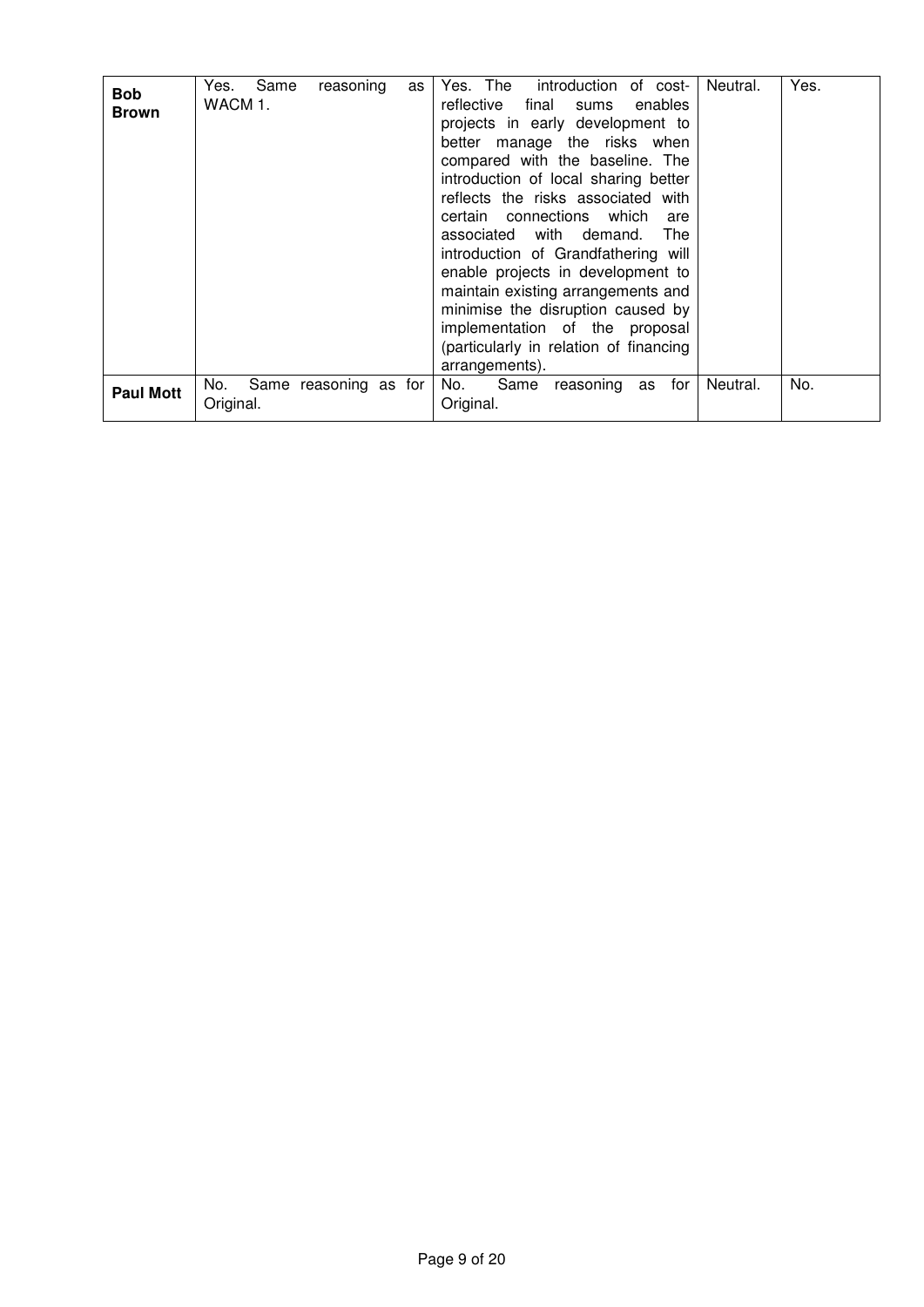| | | | | |
|---|---|---|---|---|
| **Bob Brown** | Yes. Same reasoning as WACM 1. | Yes. The introduction of cost-reflective final sums enables projects in early development to better manage the risks when compared with the baseline. The introduction of local sharing better reflects the risks associated with certain connections which are associated with demand. The introduction of Grandfathering will enable projects in development to maintain existing arrangements and minimise the disruption caused by implementation of the proposal (particularly in relation of financing arrangements). | Neutral. | Yes. |
| **Paul Mott** | No. Same reasoning as for Original. | No. Same reasoning as for Original. | Neutral. | No. |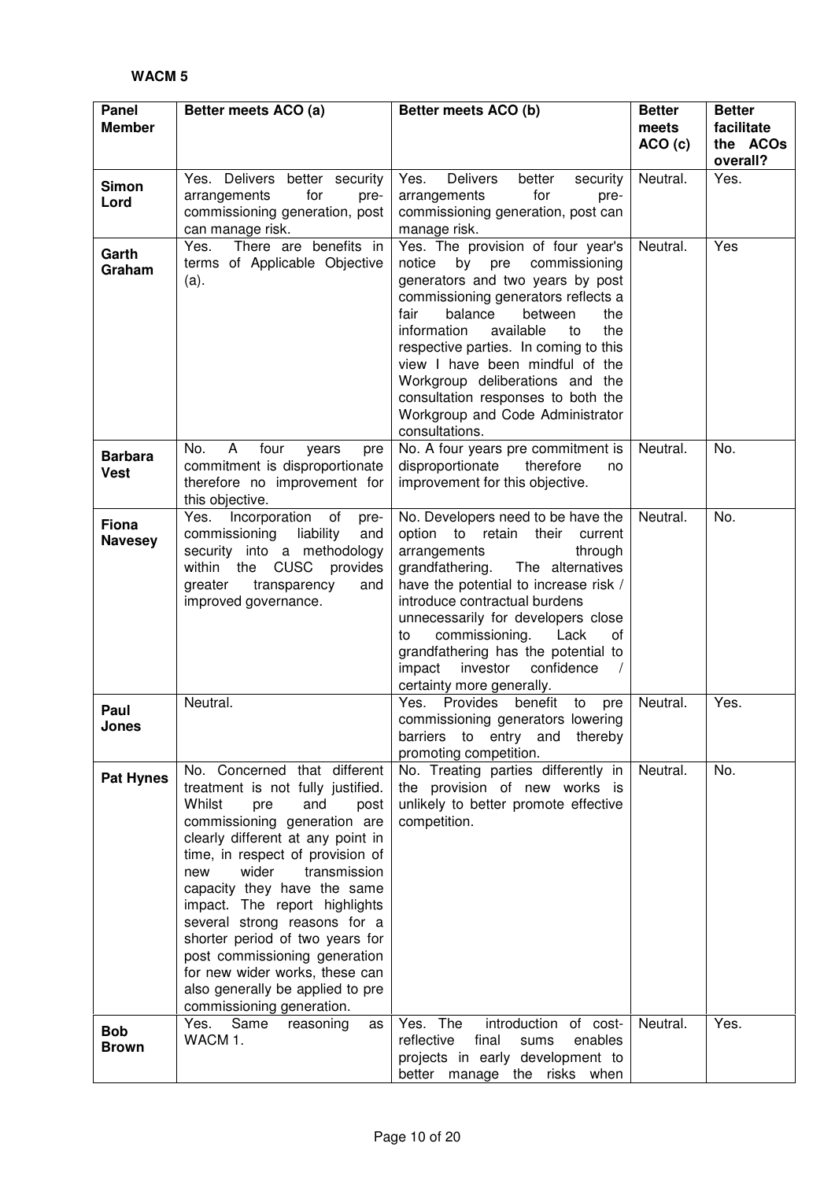**WACM 5**

| Panel Member | Better meets ACO (a) | Better meets ACO (b) | Better meets ACO (c) | Better facilitate the ACOs overall? |
|---|---|---|---|---|
| **Simon Lord** | Yes. Delivers better security arrangements for pre-commissioning generation, post can manage risk. | Yes. Delivers better security arrangements for pre-commissioning generation, post can manage risk. | Neutral. | Yes. |
| **Garth Graham** | Yes. There are benefits in terms of Applicable Objective (a). | Yes. The provision of four year's notice by pre commissioning generators and two years by post commissioning generators reflects a fair balance between the information available to the respective parties. In coming to this view I have been mindful of the Workgroup deliberations and the consultation responses to both the Workgroup and Code Administrator consultations. | Neutral. | Yes |
| **Barbara Vest** | No. A four years pre commitment is disproportionate therefore no improvement for this objective. | No. A four years pre commitment is disproportionate therefore no improvement for this objective. | Neutral. | No. |
| **Fiona Navesey** | Yes. Incorporation of pre-commissioning liability and security into a methodology within the CUSC provides greater transparency and improved governance. | No. Developers need to be have the option to retain their current arrangements through grandfathering. The alternatives have the potential to increase risk / introduce contractual burdens unnecessarily for developers close to commissioning. Lack of grandfathering has the potential to impact investor confidence / certainty more generally. | Neutral. | No. |
| **Paul Jones** | Neutral. | Yes. Provides benefit to pre commissioning generators lowering barriers to entry and thereby promoting competition. | Neutral. | Yes. |
| **Pat Hynes** | No. Concerned that different treatment is not fully justified. Whilst pre and post commissioning generation are clearly different at any point in time, in respect of provision of new wider transmission capacity they have the same impact. The report highlights several strong reasons for a shorter period of two years for post commissioning generation for new wider works, these can also generally be applied to pre commissioning generation. | No. Treating parties differently in the provision of new works is unlikely to better promote effective competition. | Neutral. | No. |
| **Bob Brown** | Yes. Same reasoning as WACM 1. | Yes. The introduction of cost-reflective final sums enables projects in early development to better manage the risks when | Neutral. | Yes. |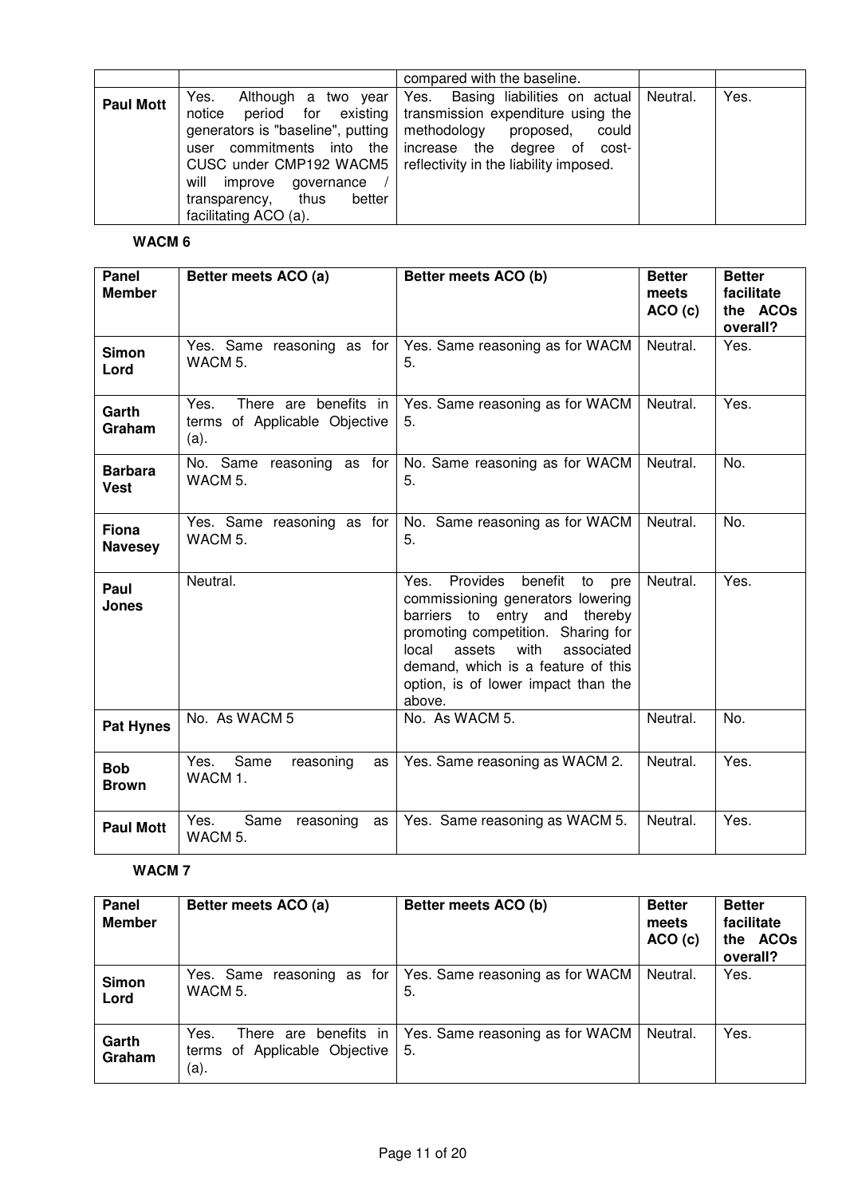| | | compared with the baseline. | | |
|---|---|---|---|---|
| **Paul Mott** | Yes. Although a two year notice period for existing generators is "baseline", putting user commitments into the CUSC under CMP192 WACM5 will improve governance / transparency, thus better facilitating ACO (a). | Yes. Basing liabilities on actual transmission expenditure using the methodology proposed, could increase the degree of cost-reflectivity in the liability imposed. | Neutral. | Yes. |

**WACM 6**

| Panel Member | Better meets ACO (a) | Better meets ACO (b) | Better meets ACO (c) | Better facilitate the ACOs overall? |
|---|---|---|---|---|
| **Simon Lord** | Yes. Same reasoning as for WACM 5. | Yes. Same reasoning as for WACM 5. | Neutral. | Yes. |
| **Garth Graham** | Yes. There are benefits in terms of Applicable Objective (a). | Yes. Same reasoning as for WACM 5. | Neutral. | Yes. |
| **Barbara Vest** | No. Same reasoning as for WACM 5. | No. Same reasoning as for WACM 5. | Neutral. | No. |
| **Fiona Navesey** | Yes. Same reasoning as for WACM 5. | No. Same reasoning as for WACM 5. | Neutral. | No. |
| **Paul Jones** | Neutral. | Yes. Provides benefit to pre commissioning generators lowering barriers to entry and thereby promoting competition. Sharing for local assets with associated demand, which is a feature of this option, is of lower impact than the above. | Neutral. | Yes. |
| **Pat Hynes** | No. As WACM 5 | No. As WACM 5. | Neutral. | No. |
| **Bob Brown** | Yes. Same reasoning as WACM 1. | Yes. Same reasoning as WACM 2. | Neutral. | Yes. |
| **Paul Mott** | Yes. Same reasoning as WACM 5. | Yes. Same reasoning as WACM 5. | Neutral. | Yes. |

**WACM 7**

| Panel Member | Better meets ACO (a) | Better meets ACO (b) | Better meets ACO (c) | Better facilitate the ACOs overall? |
|---|---|---|---|---|
| **Simon Lord** | Yes. Same reasoning as for WACM 5. | Yes. Same reasoning as for WACM 5. | Neutral. | Yes. |
| **Garth Graham** | Yes. There are benefits in terms of Applicable Objective (a). | Yes. Same reasoning as for WACM 5. | Neutral. | Yes. |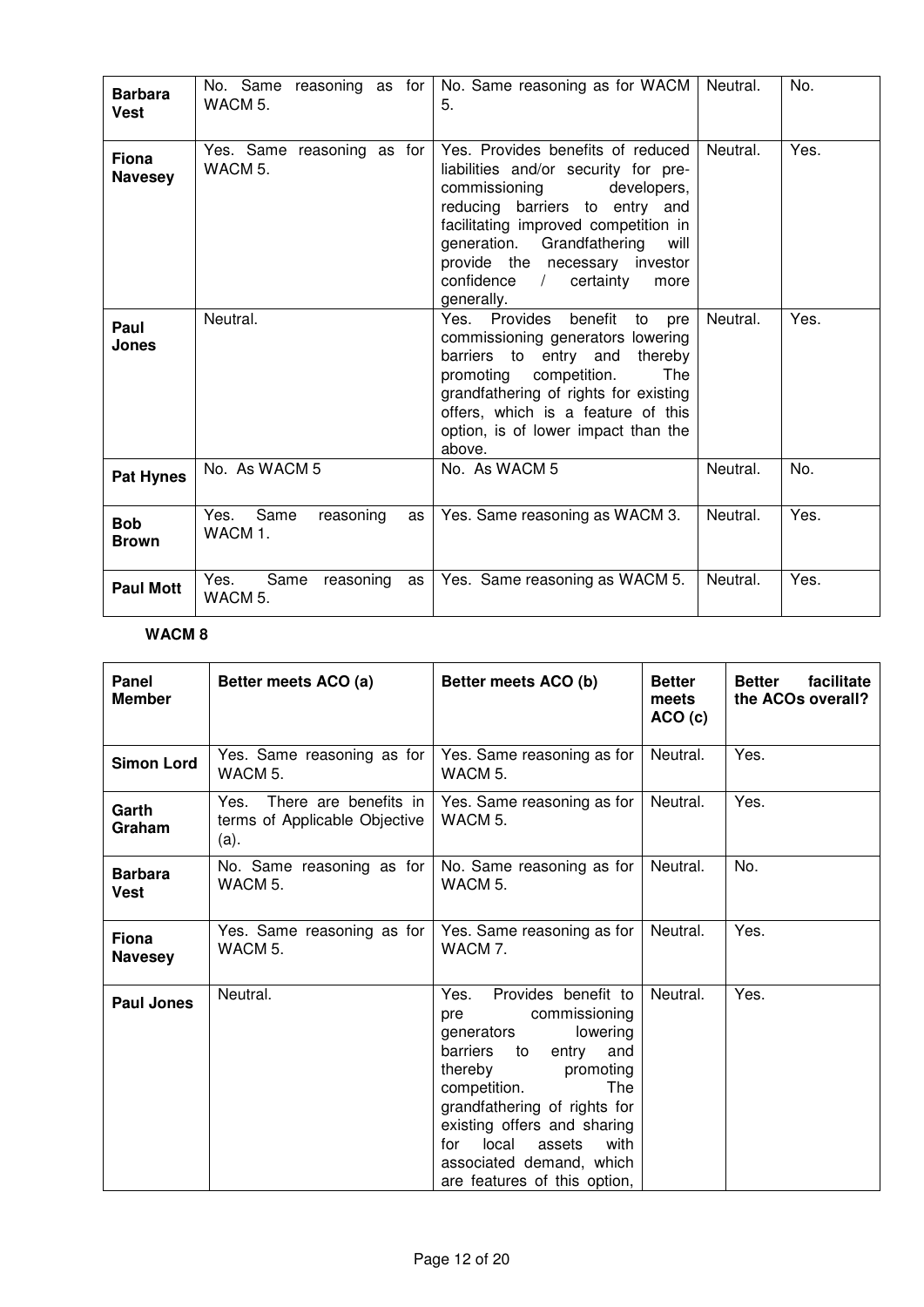| | | | | |
|---|---|---|---|---|
| **Barbara Vest** | No. Same reasoning as for WACM 5. | No. Same reasoning as for WACM 5. | Neutral. | No. |
| **Fiona Navesey** | Yes. Same reasoning as for WACM 5. | Yes. Provides benefits of reduced liabilities and/or security for pre-commissioning developers, reducing barriers to entry and facilitating improved competition in generation. Grandfathering will provide the necessary investor confidence / certainty more generally. | Neutral. | Yes. |
| **Paul Jones** | Neutral. | Yes. Provides benefit to pre commissioning generators lowering barriers to entry and thereby promoting competition. The grandfathering of rights for existing offers, which is a feature of this option, is of lower impact than the above. | Neutral. | Yes. |
| **Pat Hynes** | No. As WACM 5 | No. As WACM 5 | Neutral. | No. |
| **Bob Brown** | Yes. Same reasoning as WACM 1. | Yes. Same reasoning as WACM 3. | Neutral. | Yes. |
| **Paul Mott** | Yes. Same reasoning as WACM 5. | Yes. Same reasoning as WACM 5. | Neutral. | Yes. |

**WACM 8**

| Panel Member | Better meets ACO (a) | Better meets ACO (b) | Better meets ACO (c) | Better facilitate the ACOs overall? |
|---|---|---|---|---|
| **Simon Lord** | Yes. Same reasoning as for WACM 5. | Yes. Same reasoning as for WACM 5. | Neutral. | Yes. |
| **Garth Graham** | Yes. There are benefits in terms of Applicable Objective (a). | Yes. Same reasoning as for WACM 5. | Neutral. | Yes. |
| **Barbara Vest** | No. Same reasoning as for WACM 5. | No. Same reasoning as for WACM 5. | Neutral. | No. |
| **Fiona Navesey** | Yes. Same reasoning as for WACM 5. | Yes. Same reasoning as for WACM 7. | Neutral. | Yes. |
| **Paul Jones** | Neutral. | Yes. Provides benefit to pre commissioning generators lowering barriers to entry and thereby promoting competition. The grandfathering of rights for existing offers and sharing for local assets with associated demand, which are features of this option, | Neutral. | Yes. |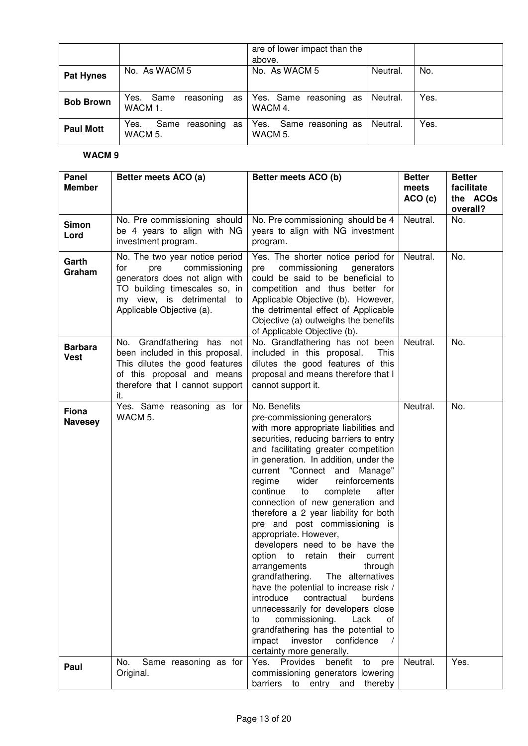| | | are of lower impact than the above. | | |
|---|---|---|---|---|
| **Pat Hynes** | No. As WACM 5 | No. As WACM 5 | Neutral. | No. |
| **Bob Brown** | Yes. Same reasoning as WACM 1. | Yes. Same reasoning as WACM 4. | Neutral. | Yes. |
| **Paul Mott** | Yes. Same reasoning as WACM 5. | Yes. Same reasoning as WACM 5. | Neutral. | Yes. |

**WACM 9**

| Panel Member | Better meets ACO (a) | Better meets ACO (b) | Better meets ACO (c) | Better facilitate the ACOs overall? |
|---|---|---|---|---|
| **Simon Lord** | No. Pre commissioning should be 4 years to align with NG investment program. | No. Pre commissioning should be 4 years to align with NG investment program. | Neutral. | No. |
| **Garth Graham** | No. The two year notice period for pre commissioning generators does not align with TO building timescales so, in my view, is detrimental to Applicable Objective (a). | Yes. The shorter notice period for pre commissioning generators could be said to be beneficial to competition and thus better for Applicable Objective (b). However, the detrimental effect of Applicable Objective (a) outweighs the benefits of Applicable Objective (b). | Neutral. | No. |
| **Barbara Vest** | No. Grandfathering has not been included in this proposal. This dilutes the good features of this proposal and means therefore that I cannot support it. | No. Grandfathering has not been included in this proposal. This dilutes the good features of this proposal and means therefore that I cannot support it. | Neutral. | No. |
| **Fiona Navesey** | Yes. Same reasoning as for WACM 5. | No. Benefits pre-commissioning generators with more appropriate liabilities and securities, reducing barriers to entry and facilitating greater competition in generation. In addition, under the current "Connect and Manage" regime wider reinforcements continue to complete after connection of new generation and therefore a 2 year liability for both pre and post commissioning is appropriate. However, developers need to be have the option to retain their current arrangements through grandfathering. The alternatives have the potential to increase risk / introduce contractual burdens unnecessarily for developers close to commissioning. Lack of grandfathering has the potential to impact investor confidence / certainty more generally. | Neutral. | No. |
| **Paul** | No. Same reasoning as for Original. | Yes. Provides benefit to pre commissioning generators lowering barriers to entry and thereby | Neutral. | Yes. |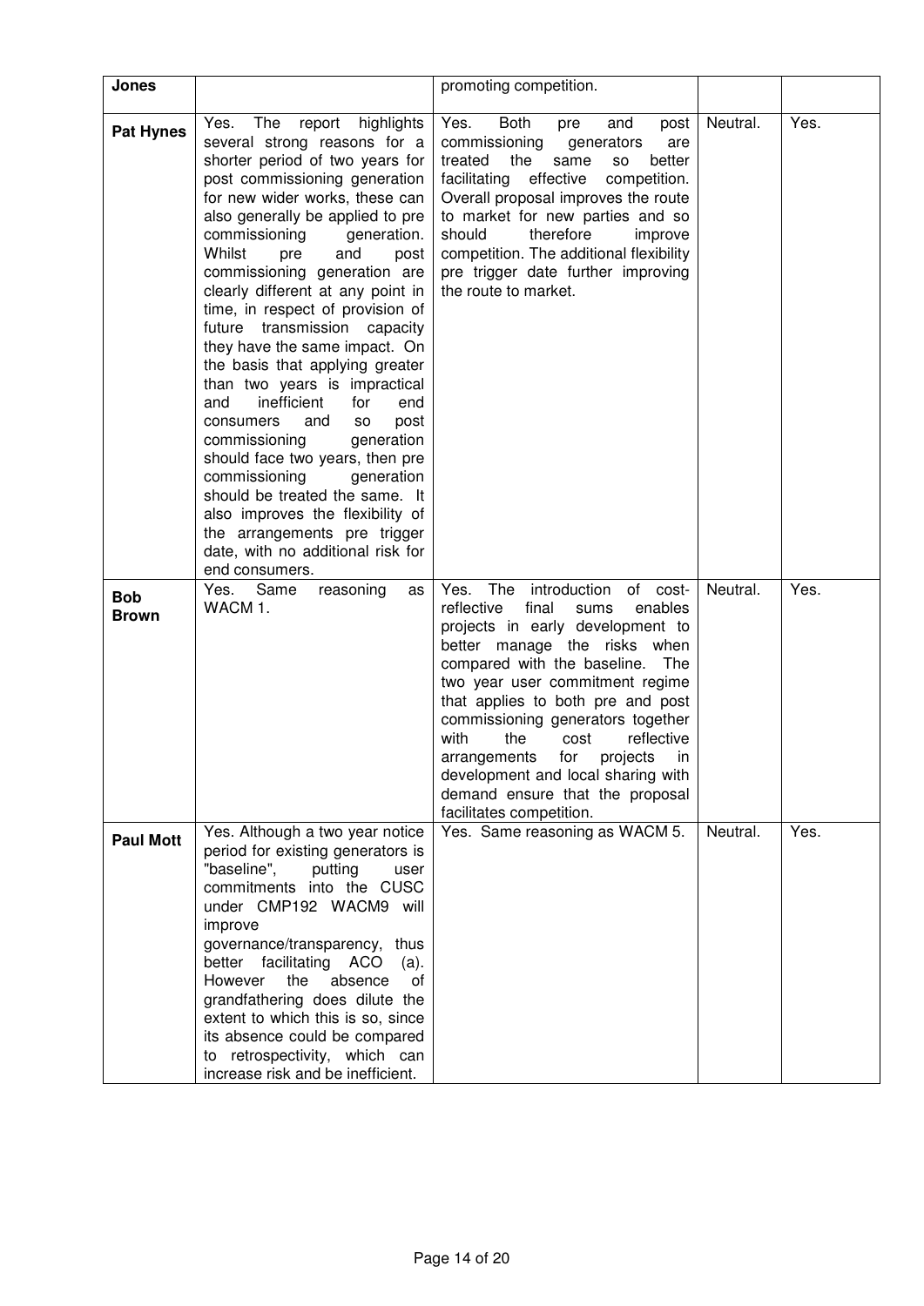| Jones | | promoting competition. | | |
|---|---|---|---|---|
| **Pat Hynes** | Yes. The report highlights several strong reasons for a shorter period of two years for post commissioning generation for new wider works, these can also generally be applied to pre commissioning generation. Whilst pre and post commissioning generation are clearly different at any point in time, in respect of provision of future transmission capacity they have the same impact. On the basis that applying greater than two years is impractical and inefficient for end consumers and so post commissioning generation should face two years, then pre commissioning generation should be treated the same. It also improves the flexibility of the arrangements pre trigger date, with no additional risk for end consumers. | Yes. Both pre and post commissioning generators are treated the same so better facilitating effective competition. Overall proposal improves the route to market for new parties and so should therefore improve competition. The additional flexibility pre trigger date further improving the route to market. | Neutral. | Yes. |
| **Bob Brown** | Yes. Same reasoning as WACM 1. | Yes. The introduction of cost-reflective final sums enables projects in early development to better manage the risks when compared with the baseline. The two year user commitment regime that applies to both pre and post commissioning generators together with the cost reflective arrangements for projects in development and local sharing with demand ensure that the proposal facilitates competition. | Neutral. | Yes. |
| **Paul Mott** | Yes. Although a two year notice period for existing generators is "baseline", putting user commitments into the CUSC under CMP192 WACM9 will improve governance/transparency, thus better facilitating ACO (a). However the absence of grandfathering does dilute the extent to which this is so, since its absence could be compared to retrospectivity, which can increase risk and be inefficient. | Yes. Same reasoning as WACM 5. | Neutral. | Yes. |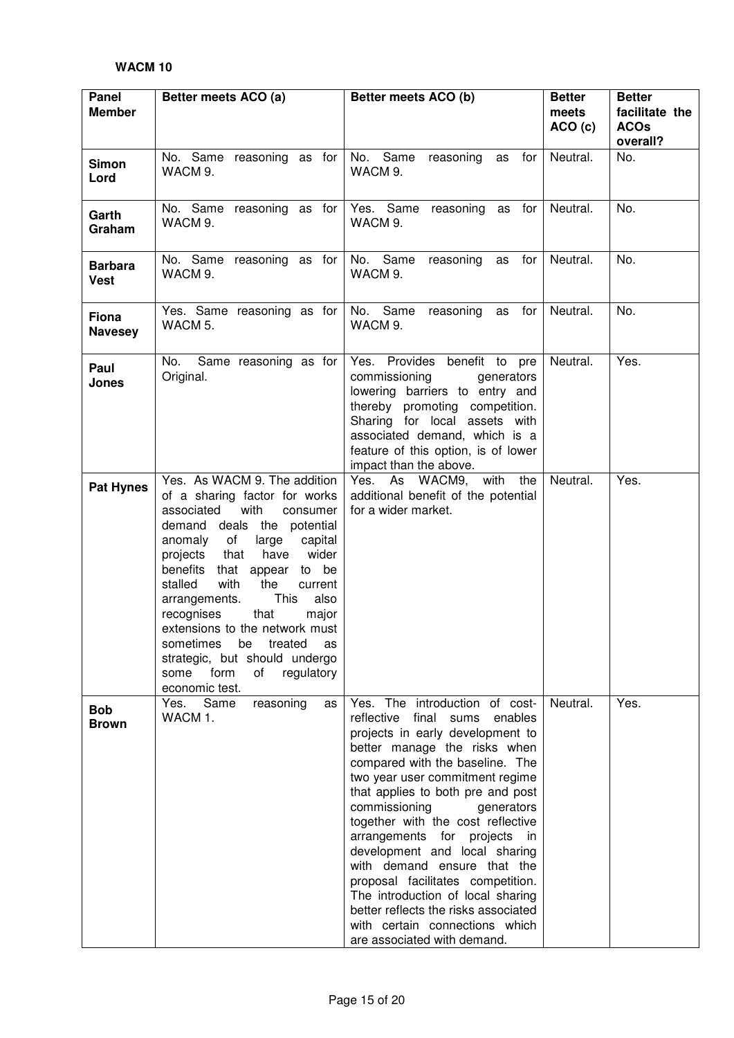**WACM 10**

| Panel Member | Better meets ACO (a) | Better meets ACO (b) | Better meets ACO (c) | Better facilitate the ACOs overall? |
|---|---|---|---|---|
| **Simon Lord** | No. Same reasoning as for WACM 9. | No. Same reasoning as for WACM 9. | Neutral. | No. |
| **Garth Graham** | No. Same reasoning as for WACM 9. | Yes. Same reasoning as for WACM 9. | Neutral. | No. |
| **Barbara Vest** | No. Same reasoning as for WACM 9. | No. Same reasoning as for WACM 9. | Neutral. | No. |
| **Fiona Navesey** | Yes. Same reasoning as for WACM 5. | No. Same reasoning as for WACM 9. | Neutral. | No. |
| **Paul Jones** | No. Same reasoning as for Original. | Yes. Provides benefit to pre commissioning generators lowering barriers to entry and thereby promoting competition. Sharing for local assets with associated demand, which is a feature of this option, is of lower impact than the above. | Neutral. | Yes. |
| **Pat Hynes** | Yes. As WACM 9. The addition of a sharing factor for works associated with consumer demand deals the potential anomaly of large capital projects that have wider benefits that appear to be stalled with the current arrangements. This also recognises that major extensions to the network must sometimes be treated as strategic, but should undergo some form of regulatory economic test. | Yes. As WACM9, with the additional benefit of the potential for a wider market. | Neutral. | Yes. |
| **Bob Brown** | Yes. Same reasoning as WACM 1. | Yes. The introduction of cost-reflective final sums enables projects in early development to better manage the risks when compared with the baseline. The two year user commitment regime that applies to both pre and post commissioning generators together with the cost reflective arrangements for projects in development and local sharing with demand ensure that the proposal facilitates competition. The introduction of local sharing better reflects the risks associated with certain connections which are associated with demand. | Neutral. | Yes. |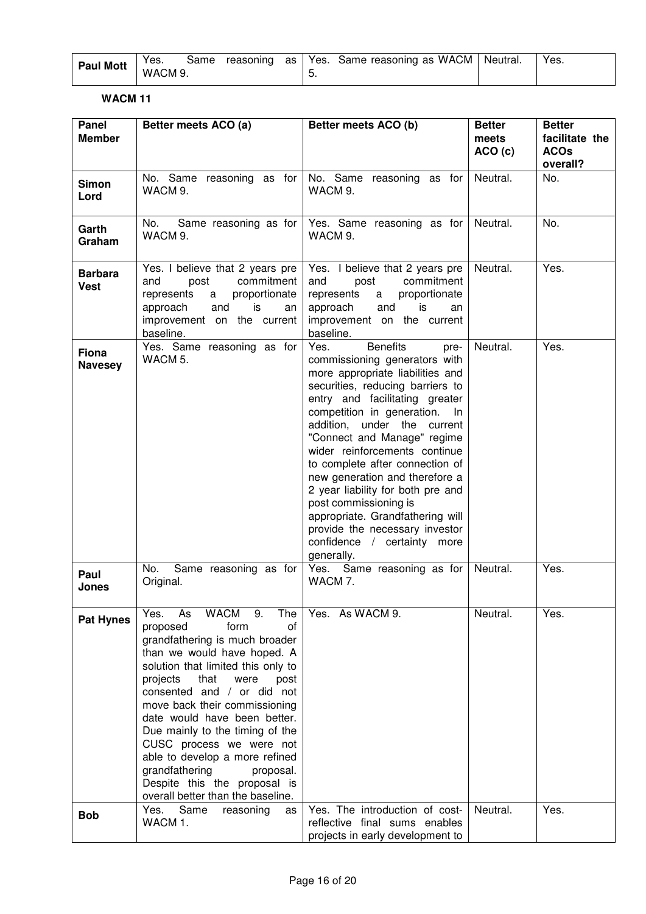| Paul Mott | Yes. Same reasoning as WACM 9. | Yes. Same reasoning as WACM 5. | Neutral. | Yes. |
|---|---|---|---|---|

**WACM 11**

| Panel Member | Better meets ACO (a) | Better meets ACO (b) | Better meets ACO (c) | Better facilitate the ACOs overall? |
|---|---|---|---|---|
| **Simon Lord** | No. Same reasoning as for WACM 9. | No. Same reasoning as for WACM 9. | Neutral. | No. |
| **Garth Graham** | No. Same reasoning as for WACM 9. | Yes. Same reasoning as for WACM 9. | Neutral. | No. |
| **Barbara Vest** | Yes. I believe that 2 years pre and post commitment represents a proportionate approach and is an improvement on the current baseline. | Yes. I believe that 2 years pre and post commitment represents a proportionate approach and is an improvement on the current baseline. | Neutral. | Yes. |
| **Fiona Navesey** | Yes. Same reasoning as for WACM 5. | Yes. Benefits pre-commissioning generators with more appropriate liabilities and securities, reducing barriers to entry and facilitating greater competition in generation. In addition, under the current "Connect and Manage" regime wider reinforcements continue to complete after connection of new generation and therefore a 2 year liability for both pre and post commissioning is appropriate. Grandfathering will provide the necessary investor confidence / certainty more generally. | Neutral. | Yes. |
| **Paul Jones** | No. Same reasoning as for Original. | Yes. Same reasoning as for WACM 7. | Neutral. | Yes. |
| **Pat Hynes** | Yes. As WACM 9. The proposed form of grandfathering is much broader than we would have hoped. A solution that limited this only to projects that were post consented and / or did not move back their commissioning date would have been better. Due mainly to the timing of the CUSC process we were not able to develop a more refined grandfathering proposal. Despite this the proposal is overall better than the baseline. | Yes. As WACM 9. | Neutral. | Yes. |
| **Bob** | Yes. Same reasoning as WACM 1. | Yes. The introduction of cost-reflective final sums enables projects in early development to | Neutral. | Yes. |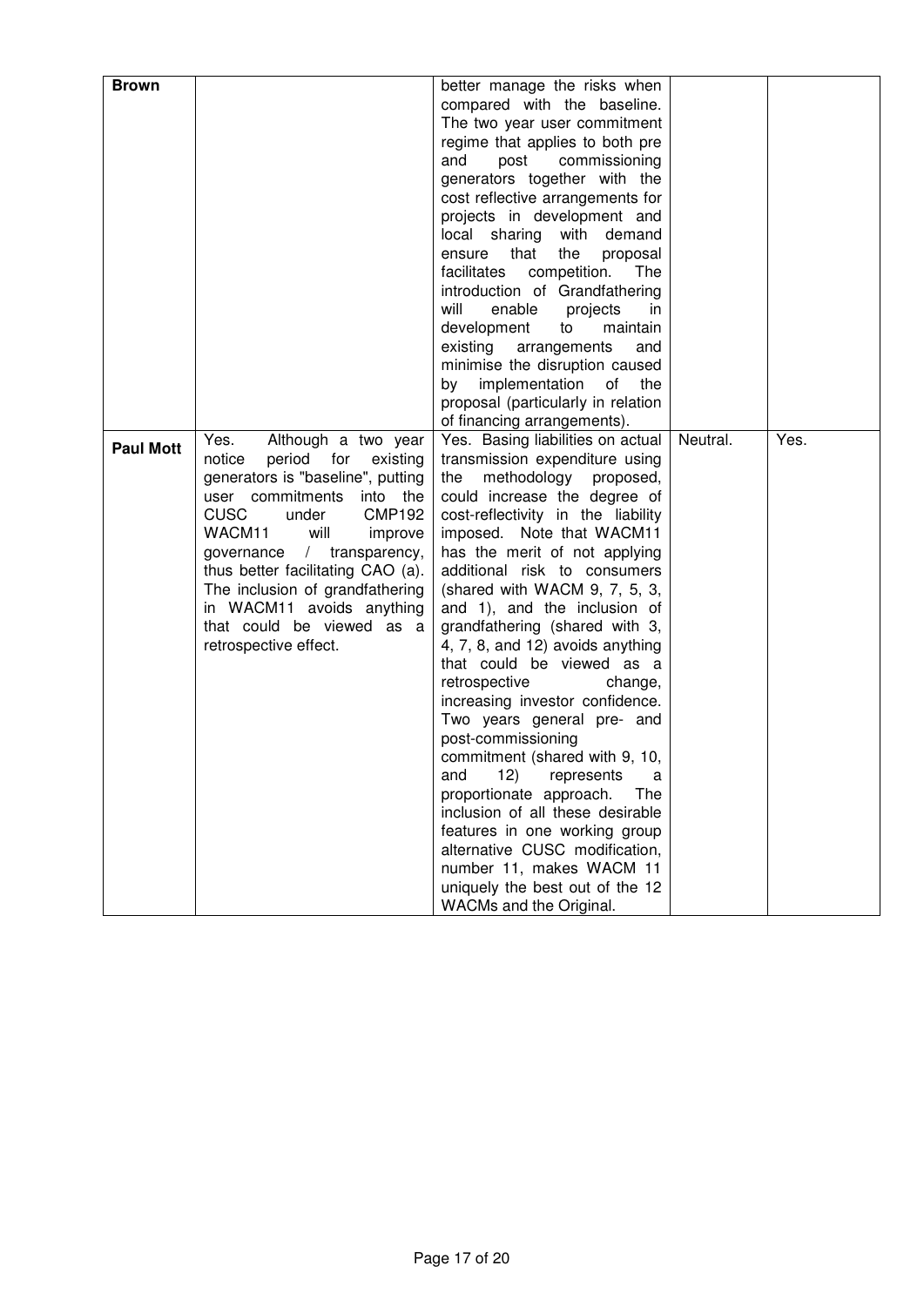| | | | | |
|---|---|---|---|---|
| **Brown** | | better manage the risks when compared with the baseline. The two year user commitment regime that applies to both pre and post commissioning generators together with the cost reflective arrangements for projects in development and local sharing with demand ensure that the proposal facilitates competition. The introduction of Grandfathering will enable projects in development to maintain existing arrangements and minimise the disruption caused by implementation of the proposal (particularly in relation of financing arrangements). | | |
| **Paul Mott** | Yes. Although a two year notice period for existing generators is "baseline", putting user commitments into the CUSC under CMP192 WACM11 will improve governance / transparency, thus better facilitating CAO (a). The inclusion of grandfathering in WACM11 avoids anything that could be viewed as a retrospective effect. | Yes. Basing liabilities on actual transmission expenditure using the methodology proposed, could increase the degree of cost-reflectivity in the liability imposed. Note that WACM11 has the merit of not applying additional risk to consumers (shared with WACM 9, 7, 5, 3, and 1), and the inclusion of grandfathering (shared with 3, 4, 7, 8, and 12) avoids anything that could be viewed as a retrospective change, increasing investor confidence. Two years general pre- and post-commissioning commitment (shared with 9, 10, and 12) represents a proportionate approach. The inclusion of all these desirable features in one working group alternative CUSC modification, number 11, makes WACM 11 uniquely the best out of the 12 WACMs and the Original. | Neutral. | Yes. |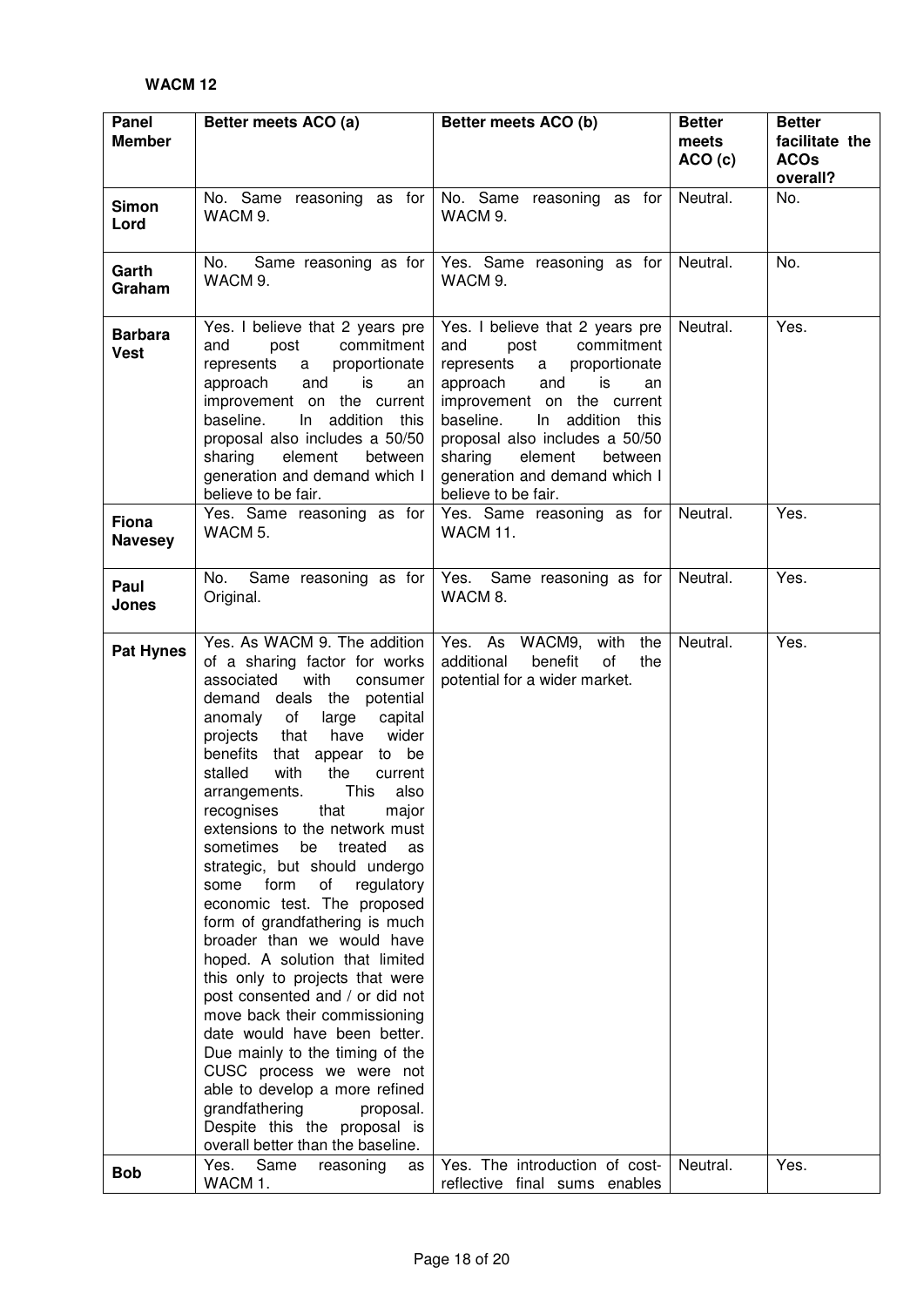**WACM 12**

| Panel Member | Better meets ACO (a) | Better meets ACO (b) | Better meets ACO (c) | Better facilitate the ACOs overall? |
|---|---|---|---|---|
| **Simon Lord** | No. Same reasoning as for WACM 9. | No. Same reasoning as for WACM 9. | Neutral. | No. |
| **Garth Graham** | No. Same reasoning as for WACM 9. | Yes. Same reasoning as for WACM 9. | Neutral. | No. |
| **Barbara Vest** | Yes. I believe that 2 years pre and post commitment represents a proportionate approach and is an improvement on the current baseline. In addition this proposal also includes a 50/50 sharing element between generation and demand which I believe to be fair. | Yes. I believe that 2 years pre and post commitment represents a proportionate approach and is an improvement on the current baseline. In addition this proposal also includes a 50/50 sharing element between generation and demand which I believe to be fair. | Neutral. | Yes. |
| **Fiona Navesey** | Yes. Same reasoning as for WACM 5. | Yes. Same reasoning as for WACM 11. | Neutral. | Yes. |
| **Paul Jones** | No. Same reasoning as for Original. | Yes. Same reasoning as for WACM 8. | Neutral. | Yes. |
| **Pat Hynes** | Yes. As WACM 9. The addition of a sharing factor for works associated with consumer demand deals the potential anomaly of large capital projects that have wider benefits that appear to be stalled with the current arrangements. This also recognises that major extensions to the network must sometimes be treated as strategic, but should undergo some form of regulatory economic test. The proposed form of grandfathering is much broader than we would have hoped. A solution that limited this only to projects that were post consented and / or did not move back their commissioning date would have been better. Due mainly to the timing of the CUSC process we were not able to develop a more refined grandfathering proposal. Despite this the proposal is overall better than the baseline. | Yes. As WACM9, with the additional benefit of the potential for a wider market. | Neutral. | Yes. |
| **Bob** | Yes. Same reasoning as WACM 1. | Yes. The introduction of cost-reflective final sums enables | Neutral. | Yes. |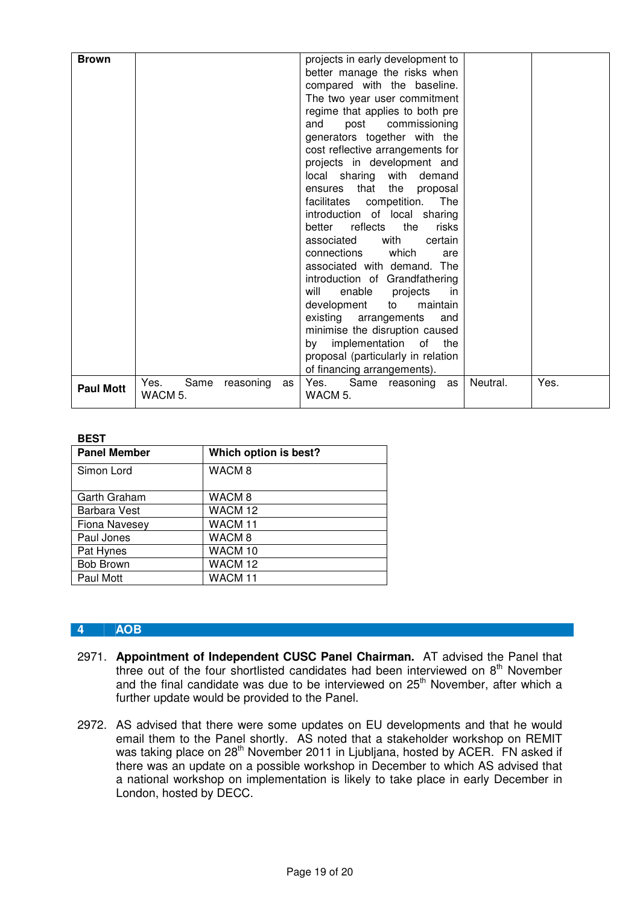| | | | | |
|---|---|---|---|---|
| **Brown** | | projects in early development to better manage the risks when compared with the baseline. The two year user commitment regime that applies to both pre and post commissioning generators together with the cost reflective arrangements for projects in development and local sharing with demand ensures that the proposal facilitates competition. The introduction of local sharing better reflects the risks associated with certain connections which are associated with demand. The introduction of Grandfathering will enable projects in development to maintain existing arrangements and minimise the disruption caused by implementation of the proposal (particularly in relation of financing arrangements). | | |
| **Paul Mott** | Yes. Same reasoning as WACM 5. | Yes. Same reasoning as WACM 5. | Neutral. | Yes. |

**BEST**

| Panel Member | Which option is best? |
|---|---|
| Simon Lord | WACM 8 |
| Garth Graham | WACM 8 |
| Barbara Vest | WACM 12 |
| Fiona Navesey | WACM 11 |
| Paul Jones | WACM 8 |
| Pat Hynes | WACM 10 |
| Bob Brown | WACM 12 |
| Paul Mott | WACM 11 |

## 4 AOB

2971. **Appointment of Independent CUSC Panel Chairman.** AT advised the Panel that three out of the four shortlisted candidates had been interviewed on 8th November and the final candidate was due to be interviewed on 25th November, after which a further update would be provided to the Panel.

2972. AS advised that there were some updates on EU developments and that he would email them to the Panel shortly. AS noted that a stakeholder workshop on REMIT was taking place on 28th November 2011 in Ljubljana, hosted by ACER. FN asked if there was an update on a possible workshop in December to which AS advised that a national workshop on implementation is likely to take place in early December in London, hosted by DECC.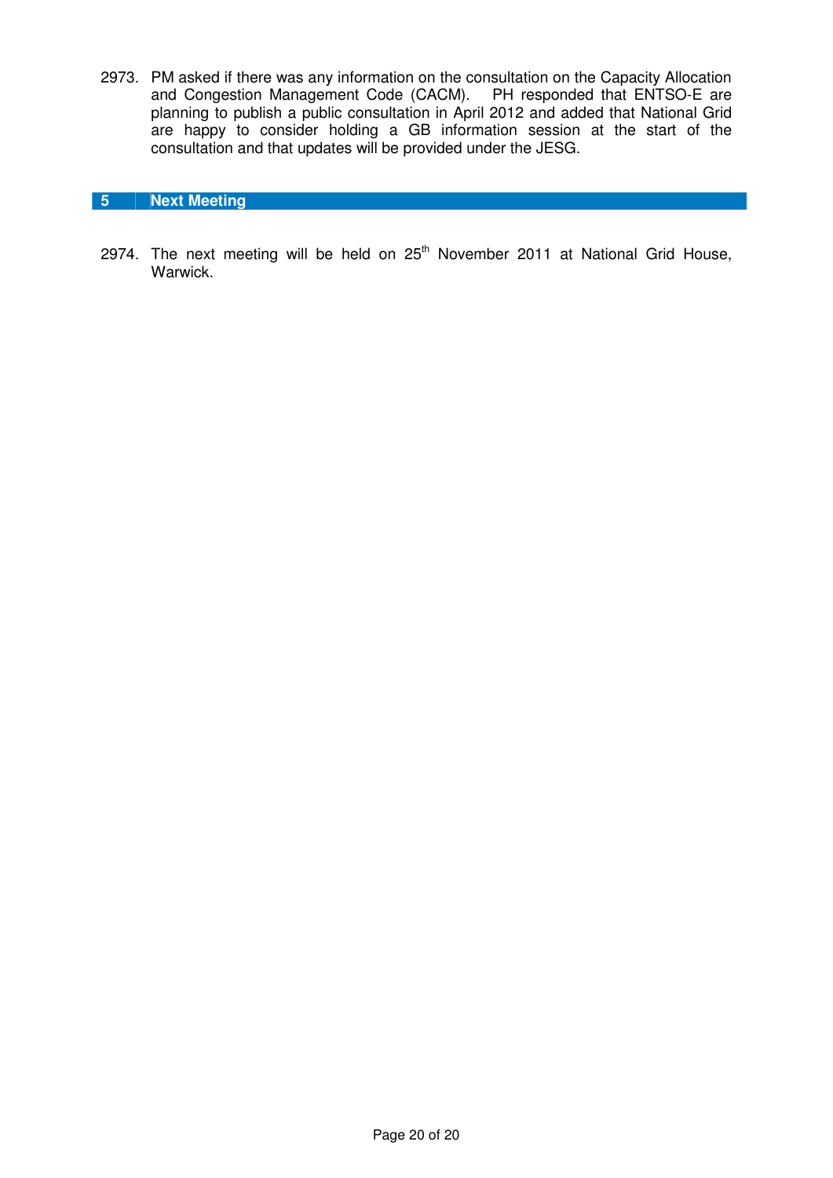2973. PM asked if there was any information on the consultation on the Capacity Allocation and Congestion Management Code (CACM). PH responded that ENTSO-E are planning to publish a public consultation in April 2012 and added that National Grid are happy to consider holding a GB information session at the start of the consultation and that updates will be provided under the JESG.

## 5 Next Meeting

2974. The next meeting will be held on 25th November 2011 at National Grid House, Warwick.